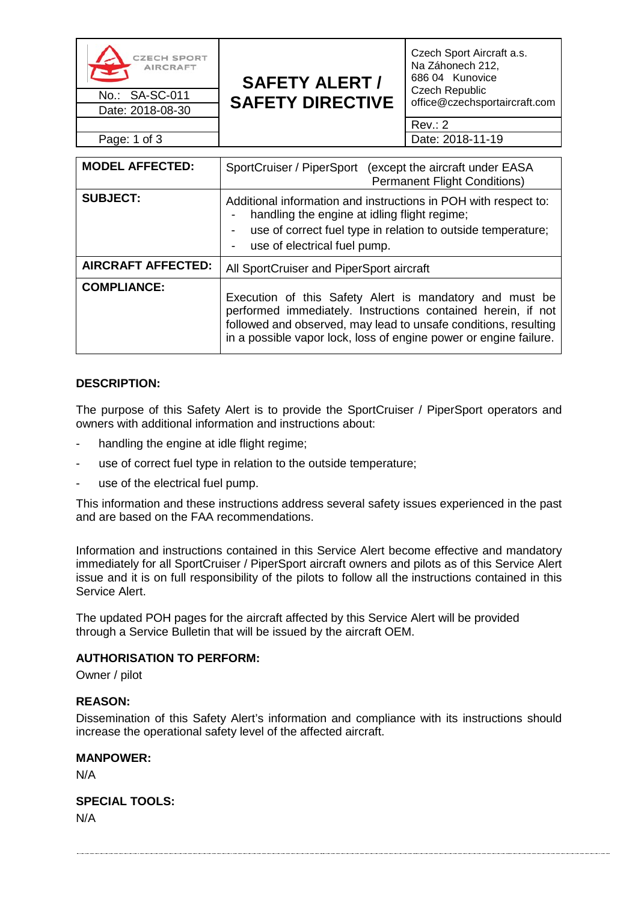| CZECH SPORT AIRCRAFT | **SAFETY ALERT / SAFETY DIRECTIVE** | Czech Sport Aircraft a.s. Na Záhonech 212, 686 04 Kunovice Czech Republic office@czechsportaircraft.com |
|---|---|---|
| No.: SA-SC-011 | | |
| Date: 2018-08-30 | | Rev.: 2 |
| | | Date: 2018-11-19 |

| | |
|---|---|
| **MODEL AFFECTED:** | SportCruiser / PiperSport (except the aircraft under EASA Permanent Flight Conditions) |
| **SUBJECT:** | Additional information and instructions in POH with respect to: - handling the engine at idling flight regime; - use of correct fuel type in relation to outside temperature; - use of electrical fuel pump. |
| **AIRCRAFT AFFECTED:** | All SportCruiser and PiperSport aircraft |
| **COMPLIANCE:** | Execution of this Safety Alert is mandatory and must be performed immediately. Instructions contained herein, if not followed and observed, may lead to unsafe conditions, resulting in a possible vapor lock, loss of engine power or engine failure. |

## DESCRIPTION:

The purpose of this Safety Alert is to provide the SportCruiser / PiperSport operators and owners with additional information and instructions about:

- handling the engine at idle flight regime;
- use of correct fuel type in relation to the outside temperature;
- use of the electrical fuel pump.

This information and these instructions address several safety issues experienced in the past and are based on the FAA recommendations.

Information and instructions contained in this Service Alert become effective and mandatory immediately for all SportCruiser / PiperSport aircraft owners and pilots as of this Service Alert issue and it is on full responsibility of the pilots to follow all the instructions contained in this Service Alert.

The updated POH pages for the aircraft affected by this Service Alert will be provided through a Service Bulletin that will be issued by the aircraft OEM.

## AUTHORISATION TO PERFORM:

Owner / pilot

## REASON:

Dissemination of this Safety Alert's information and compliance with its instructions should increase the operational safety level of the affected aircraft.

## MANPOWER:

N/A

## SPECIAL TOOLS:

N/A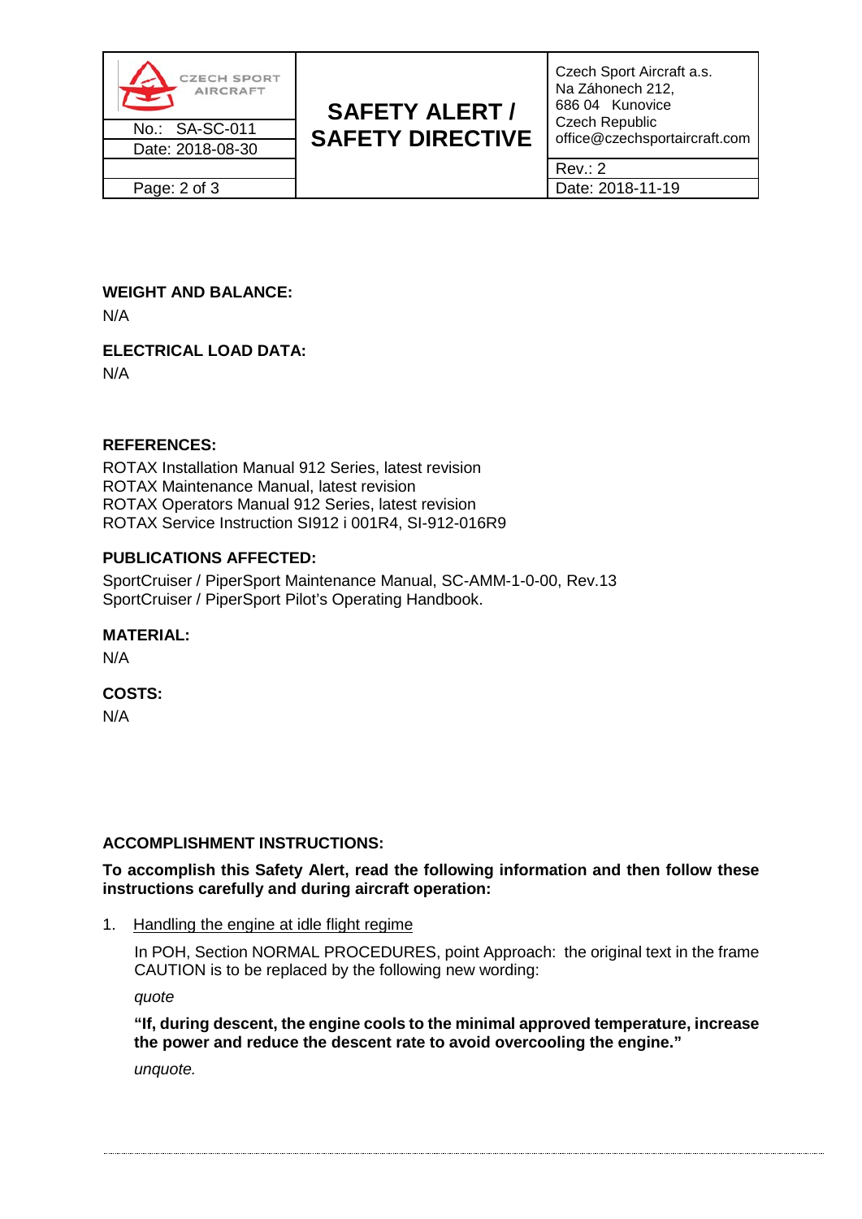**WEIGHT AND BALANCE:**

N/A

**ELECTRICAL LOAD DATA:**

N/A

**REFERENCES:**

ROTAX Installation Manual 912 Series, latest revision
ROTAX Maintenance Manual, latest revision
ROTAX Operators Manual 912 Series, latest revision
ROTAX Service Instruction SI912 i 001R4, SI-912-016R9

**PUBLICATIONS AFFECTED:**

SportCruiser / PiperSport Maintenance Manual, SC-AMM-1-0-00, Rev.13
SportCruiser / PiperSport Pilot's Operating Handbook.

**MATERIAL:**

N/A

**COSTS:**

N/A

**ACCOMPLISHMENT INSTRUCTIONS:**

**To accomplish this Safety Alert, read the following information and then follow these instructions carefully and during aircraft operation:**

1. Handling the engine at idle flight regime

   In POH, Section NORMAL PROCEDURES, point Approach: the original text in the frame CAUTION is to be replaced by the following new wording:

   *quote*

   **"If, during descent, the engine cools to the minimal approved temperature, increase the power and reduce the descent rate to avoid overcooling the engine."**

   *unquote.*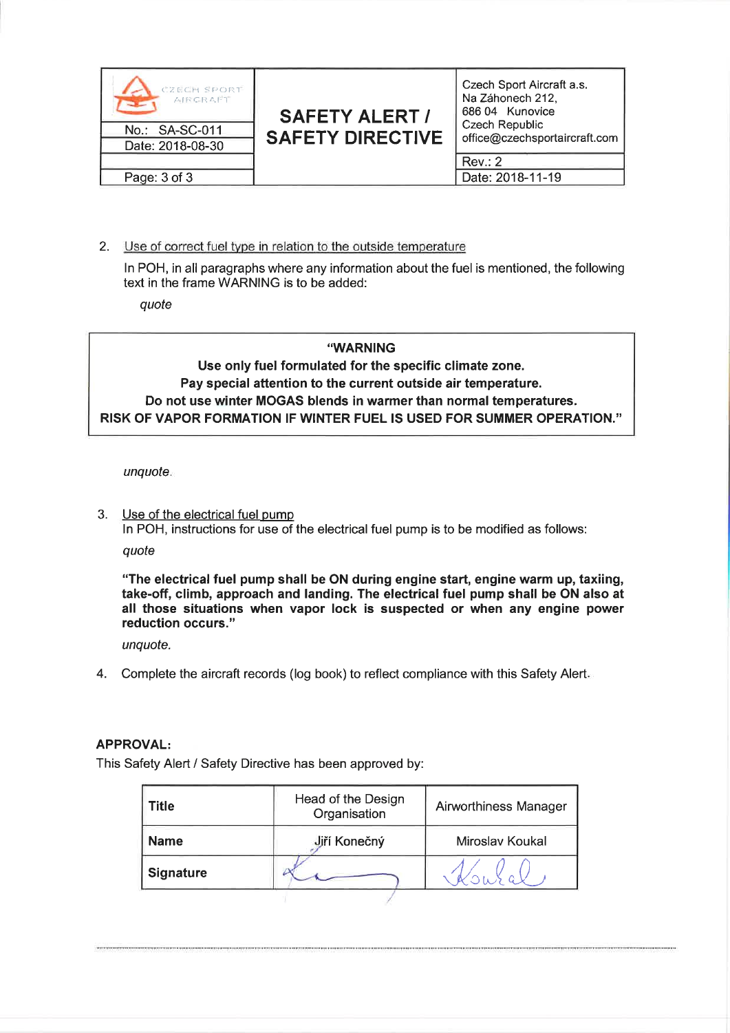2. Use of correct fuel type in relation to the outside temperature

   In POH, in all paragraphs where any information about the fuel is mentioned, the following text in the frame WARNING is to be added:

   *quote*

| "WARNING |
|---|
| **Use only fuel formulated for the specific climate zone.** |
| **Pay special attention to the current outside air temperature.** |
| **Do not use winter MOGAS blends in warmer than normal temperatures.** |
| **RISK OF VAPOR FORMATION IF WINTER FUEL IS USED FOR SUMMER OPERATION."** |

   *unquote.*

3. Use of the electrical fuel pump

   In POH, instructions for use of the electrical fuel pump is to be modified as follows:

   *quote*

   **"The electrical fuel pump shall be ON during engine start, engine warm up, taxiing, take-off, climb, approach and landing. The electrical fuel pump shall be ON also at all those situations when vapor lock is suspected or when any engine power reduction occurs."**

   *unquote.*

4. Complete the aircraft records (log book) to reflect compliance with this Safety Alert.

**APPROVAL:**

This Safety Alert / Safety Directive has been approved by:

| **Title** | Head of the Design Organisation | Airworthiness Manager |
|---|---|---|
| **Name** | Jiří Konečný | Miroslav Koukal |
| **Signature** | | |